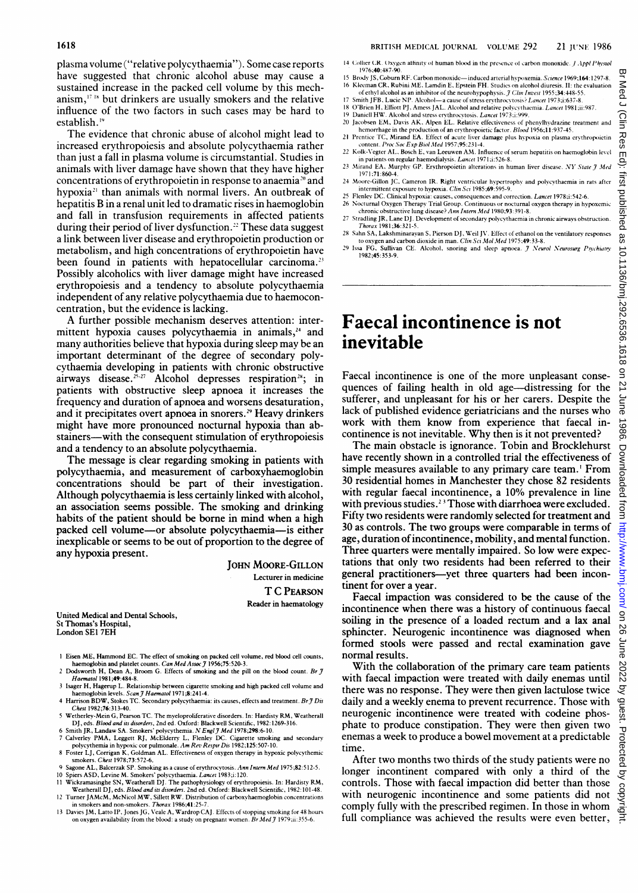plasma volume ("relative polycythaemia"). Some case reports have suggested that chronic alcohol abuse may cause a sustained increase in the packed cell volume by this mechanism,[17 18] but drinkers are usually smokers and the relative influence of the two factors in such cases may be hard to establish.[19]

The evidence that chronic abuse of alcohol might lead to increased erythropoiesis and absolute polycythaemia rather than just a fall in plasma volume is circumstantial. Studies in animals with liver damage have shown that they have higher concentrations of erythropoietin in response to anaemia[20] and hypoxia[21] than animals with normal livers. An outbreak of hepatitis B in a renal unit led to dramatic rises in haemoglobin and fall in transfusion requirements in affected patients during their period of liver dysfunction.[22] These data suggest a link between liver disease and erythropoietin production or metabolism, and high concentrations of erythropoietin have been found in patients with hepatocellular carcinoma.[23] Possibly alcoholics with liver damage might have increased erythropoiesis and a tendency to absolute polycythaemia independent of any relative polycythaemia due to haemoconcentration, but the evidence is lacking.

A further possible mechanism deserves attention: intermittent hypoxia causes polycythaemia in animals,[24] and many authorities believe that hypoxia during sleep may be an important determinant of the degree of secondary polycythaemia developing in patients with chronic obstructive airways disease.[25-27] Alcohol depresses respiration[28]; in patients with obstructive sleep apnoea it increases the frequency and duration of apnoea and worsens desaturation, and it precipitates overt apnoea in snorers.[29] Heavy drinkers might have more pronounced nocturnal hypoxia than abstainers—with the consequent stimulation of erythropoiesis and a tendency to an absolute polycythaemia.

The message is clear regarding smoking in patients with polycythaemia, and measurement of carboxyhaemoglobin concentrations should be part of their investigation. Although polycythaemia is less certainly linked with alcohol, an association seems possible. The smoking and drinking habits of the patient should be borne in mind when a high packed cell volume—or absolute polycythaemia—is either inexplicable or seems to be out of proportion to the degree of any hypoxia present.

JOHN MOORE-GILLON
Lecturer in medicine

T C PEARSON
Reader in haematology

United Medical and Dental Schools,
St Thomas's Hospital,
London SE1 7EH

1 Eisen ME, Hammond EC. The effect of smoking on packed cell volume, red blood cell counts, haemoglobin and platelet counts. *Can Med Assoc J* 1956;75:520-3.
2 Dodsworth H, Dean A, Broom G. Effects of smoking and the pill on the blood count. *Br J Haematol* 1981;49:484-8.
3 Isager H, Hagerup L. Relationship between cigarette smoking and high packed cell volume and haemoglobin levels. *Scan J Haematol* 1971;8:241-4.
4 Harrison BDW, Stokes TC. Secondary polycythaemia: its causes, effects and treatment. *Br J Dis Chest* 1982;76:313-40.
5 Wetherley-Mein G, Pearson TC. The myeloproliferative disorders. In: Hardisty RM, Weatherall DJ, eds. *Blood and its disorders*, 2nd ed. Oxford: Blackwell Scientific, 1982:1269-316.
6 Smith JR, Landaw SA. Smokers' polycythemia. *N Engl J Med* 1978;298:6-10.
7 Calverley PMA, Leggett RJ, McElderry L, Flenley DC. Cigarette smoking and secondary polycythemia in hypoxic cor pulmonale. *Am Rev Respir Dis* 1982;125:507-10.
8 Foster LJ, Corrigan K, Goldman AL. Effectiveness of oxygen therapy in hypoxic polycythemic smokers. *Chest* 1978;73:572-6.
9 Sagone AL, Balcerzak SP. Smoking as a cause of erythrocytosis. *Ann Intern Med* 1975;82:512-5.
10 Spiers ASD, Levine M. Smokers' polycythaemia. *Lancet* 1983;i:120.
11 Wickramasinghe SN, Weatherall DJ. The pathophysiology of erythropoiesis. In: Hardisty RM, Weatherall DJ, eds. *Blood and its disorders*. 2nd ed. Oxford: Blackwell Scientific, 1982:101-48.
12 Turner JAMcM, McNicol MW, Sillett RW. Distribution of carboxyhaemoglobin concentrations in smokers and non-smokers. *Thorax* 1986;41:25-7.
13 Davies JM, Latto IP, Jones JG, Veale A, Wardrop CAJ. Effects of stopping smoking for 48 hours on oxygen availability from the blood: a study on pregnant women. *Br Med J* 1979;ii:355-6.
14 Collier CR. Oxygen affinity of human blood in the presence of carbon monoxide. *J Appl Physiol* 1976;40:487-90.
15 Brody JS, Coburn RF. Carbon monoxide—induced arterial hypoxemia. *Science* 1969;164:1297-8.
16 Kleeman CR, Rubini ME, Lamdin E, Epstein FH. Studies on alcohol diuresis. II: the evaluation of ethyl alcohol as an inhibitor of the neurohypophysis. *J Clin Invest* 1955;34:448-55.
17 Smith JFB, Lucie NP. Alcohol—a cause of stress erythrocytosis? *Lancet* 1973;i:637-8.
18 O'Brien H, Elliott PJ, Amess JAL. Alcohol and relative polycythaemia. *Lancet* 1981;ii:987.
19 Daniell HW. Alcohol and stress erythrocytosis. *Lancet* 1973;i:999.
20 Jacobsen EM, Davis AK, Alpen EL. Relative effectiveness of phenylhydrazine treatment and hemorrhage in the production of an erythropoietic factor. *Blood* 1956;11:937-45.
21 Prentice TC, Mirand EA. Effect of acute liver damage plus hypoxia on plasma erythropoietin content. *Proc Soc Exp Biol Med* 1957;95:231-4.
22 Kolk-Vegter AL, Bosch E, van Leeuwen AM. Influence of serum hepatitis on haemoglobin level in patients on regular haemodialysis. *Lancet* 1971;i:526-8.
23 Mirand EA, Murphy GP. Erythropoietin alterations in human liver disease. *NY State J Med* 1971;71:860-4.
24 Moore-Gillon JC, Cameron IR. Right ventricular hypertrophy and polycythaemia in rats after intermittent exposure to hypoxia. *Clin Sci* 1985;69:595-9.
25 Flenley DC. Clinical hypoxia: causes, consequences and correction. *Lancet* 1978;i:542-6.
26 Nocturnal Oxygen Therapy Trial Group. Continuous or nocturnal oxygen therapy in hypoxemic chronic obstructive lung disease? *Ann Intern Med* 1980;93:391-8.
27 Stradling JR, Lane DJ. Development of secondary polycythaemia in chronic airways obstruction. *Thorax* 1981;36:321-5.
28 Sahn SA, Lakshminarayan S, Pierson DJ, Weil JV. Effect of ethanol on the ventilatory responses to oxygen and carbon dioxide in man. *Clin Sci Mol Med* 1975;49:33-8.
29 Issa FG, Sullivan CE. Alcohol, snoring and sleep apnoea. *J Neurol Neurosurg Psychiatry* 1982;45:353-9.

# Faecal incontinence is not inevitable

Faecal incontinence is one of the more unpleasant consequences of failing health in old age—distressing for the sufferer, and unpleasant for his or her carers. Despite the lack of published evidence geriatricians and the nurses who work with them know from experience that faecal incontinence is not inevitable. Why then is it not prevented?

The main obstacle is ignorance. Tobin and Brocklehurst have recently shown in a controlled trial the effectiveness of simple measures available to any primary care team.[1] From 30 residential homes in Manchester they chose 82 residents with regular faecal incontinence, a 10% prevalence in line with previous studies.[2 3] Those with diarrhoea were excluded. Fifty two residents were randomly selected for treatment and 30 as controls. The two groups were comparable in terms of age, duration of incontinence, mobility, and mental function. Three quarters were mentally impaired. So low were expectations that only two residents had been referred to their general practitioners—yet three quarters had been incontinent for over a year.

Faecal impaction was considered to be the cause of the incontinence when there was a history of continuous faecal soiling in the presence of a loaded rectum and a lax anal sphincter. Neurogenic incontinence was diagnosed when formed stools were passed and rectal examination gave normal results.

With the collaboration of the primary care team patients with faecal impaction were treated with daily enemas until there was no response. They were then given lactulose twice daily and a weekly enema to prevent recurrence. Those with neurogenic incontinence were treated with codeine phosphate to produce constipation. They were then given two enemas a week to produce a bowel movement at a predictable time.

After two months two thirds of the study patients were no longer incontinent compared with only a third of the controls. Those with faecal impaction did better than those with neurogenic incontinence and some patients did not comply fully with the prescribed regimen. In those in whom full compliance was achieved the results were even better,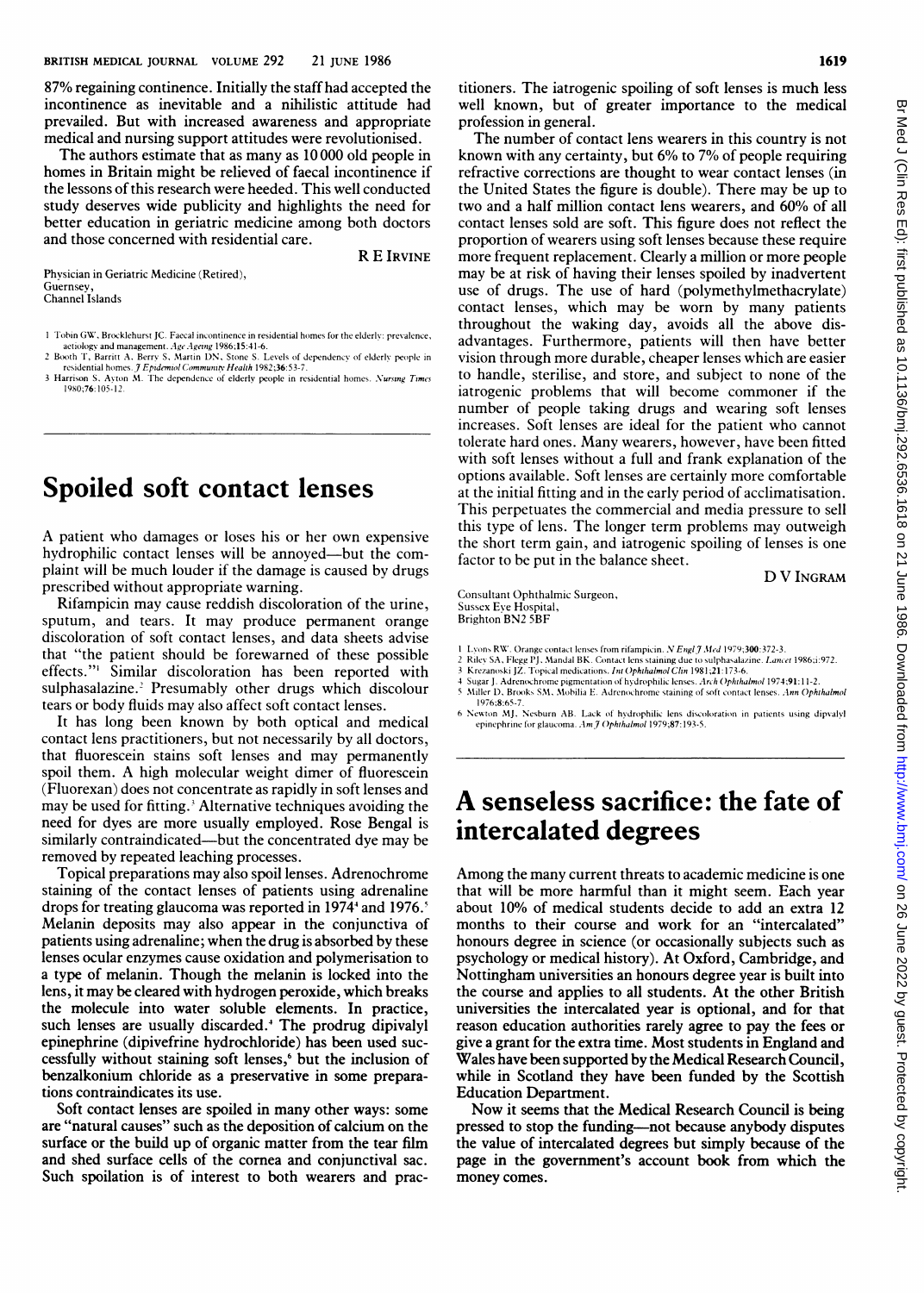87% regaining continence. Initially the staff had accepted the incontinence as inevitable and a nihilistic attitude had prevailed. But with increased awareness and appropriate medical and nursing support attitudes were revolutionised.

The authors estimate that as many as 10 000 old people in homes in Britain might be relieved of faecal incontinence if the lessons of this research were heeded. This well conducted study deserves wide publicity and highlights the need for better education in geriatric medicine among both doctors and those concerned with residential care.

R E IRVINE

Physician in Geriatric Medicine (Retired),
Guernsey,
Channel Islands

1 Tobin GW, Brocklehurst JC. Faecal incontinence in residential homes for the elderly: prevalence, aetiology and management. *Age Ageing* 1986;15:41-6.
2 Booth T, Barritt A, Berry S, Martin DN, Stone S. Levels of dependency of elderly people in residential homes. *J Epidemiol Community Health* 1982;36:53-7.
3 Harrison S, Ayton M. The dependence of elderly people in residential homes. *Nursing Times* 1980;76:105-12.

# Spoiled soft contact lenses

A patient who damages or loses his or her own expensive hydrophilic contact lenses will be annoyed—but the complaint will be much louder if the damage is caused by drugs prescribed without appropriate warning.

Rifampicin may cause reddish discoloration of the urine, sputum, and tears. It may produce permanent orange discoloration of soft contact lenses, and data sheets advise that "the patient should be forewarned of these possible effects."[1] Similar discoloration has been reported with sulphasalazine.[2] Presumably other drugs which discolour tears or body fluids may also affect soft contact lenses.

It has long been known by both optical and medical contact lens practitioners, but not necessarily by all doctors, that fluorescein stains soft lenses and may permanently spoil them. A high molecular weight dimer of fluorescein (Fluorexan) does not concentrate as rapidly in soft lenses and may be used for fitting.[3] Alternative techniques avoiding the need for dyes are more usually employed. Rose Bengal is similarly contraindicated—but the concentrated dye may be removed by repeated leaching processes.

Topical preparations may also spoil lenses. Adrenochrome staining of the contact lenses of patients using adrenaline drops for treating glaucoma was reported in 1974[4] and 1976.[5] Melanin deposits may also appear in the conjunctiva of patients using adrenaline; when the drug is absorbed by these lenses ocular enzymes cause oxidation and polymerisation to a type of melanin. Though the melanin is locked into the lens, it may be cleared with hydrogen peroxide, which breaks the molecule into water soluble elements. In practice, such lenses are usually discarded.[4] The prodrug dipivalyl epinephrine (dipivefrine hydrochloride) has been used successfully without staining soft lenses,[6] but the inclusion of benzalkonium chloride as a preservative in some preparations contraindicates its use.

Soft contact lenses are spoiled in many other ways: some are "natural causes" such as the deposition of calcium on the surface or the build up of organic matter from the tear film and shed surface cells of the cornea and conjunctival sac. Such spoilation is of interest to both wearers and practitioners. The iatrogenic spoiling of soft lenses is much less well known, but of greater importance to the medical profession in general.

The number of contact lens wearers in this country is not known with any certainty, but 6% to 7% of people requiring refractive corrections are thought to wear contact lenses (in the United States the figure is double). There may be up to two and a half million contact lens wearers, and 60% of all contact lenses sold are soft. This figure does not reflect the proportion of wearers using soft lenses because these require more frequent replacement. Clearly a million or more people may be at risk of having their lenses spoiled by inadvertent use of drugs. The use of hard (polymethylmethacrylate) contact lenses, which may be worn by many patients throughout the waking day, avoids all the above disadvantages. Furthermore, patients will then have better vision through more durable, cheaper lenses which are easier to handle, sterilise, and store, and subject to none of the iatrogenic problems that will become commoner if the number of people taking drugs and wearing soft lenses increases. Soft lenses are ideal for the patient who cannot tolerate hard ones. Many wearers, however, have been fitted with soft lenses without a full and frank explanation of the options available. Soft lenses are certainly more comfortable at the initial fitting and in the early period of acclimatisation. This perpetuates the commercial and media pressure to sell this type of lens. The longer term problems may outweigh the short term gain, and iatrogenic spoiling of lenses is one factor to be put in the balance sheet.

D V INGRAM

Consultant Ophthalmic Surgeon,
Sussex Eye Hospital,
Brighton BN2 5BF

1 Lyons RW. Orange contact lenses from rifampicin. *N Engl J Med* 1979;300:372-3.
2 Riley SA, Flegg PJ, Mandal BK. Contact lens staining due to sulphasalazine. *Lancet* 1986;i:972.
3 Krezanoski JZ. Topical medications. *Int Ophthalmol Clin* 1981;21:173-6.
4 Sugar J. Adrenochrome pigmentation of hydrophilic lenses. *Arch Ophthalmol* 1974;91:11-2.
5 Miller D, Brooks SM, Mobilia E. Adrenochrome staining of soft contact lenses. *Ann Ophthalmol* 1976;8:65-7.
6 Newton MJ, Nesburn AB. Lack of hydrophilic lens discoloration in patients using dipvalyl epinephrine for glaucoma. *Am J Ophthalmol* 1979;87:193-5.

# A senseless sacrifice: the fate of intercalated degrees

Among the many current threats to academic medicine is one that will be more harmful than it might seem. Each year about 10% of medical students decide to add an extra 12 months to their course and work for an "intercalated" honours degree in science (or occasionally subjects such as psychology or medical history). At Oxford, Cambridge, and Nottingham universities an honours degree year is built into the course and applies to all students. At the other British universities the intercalated year is optional, and for that reason education authorities rarely agree to pay the fees or give a grant for the extra time. Most students in England and Wales have been supported by the Medical Research Council, while in Scotland they have been funded by the Scottish Education Department.

Now it seems that the Medical Research Council is being pressed to stop the funding—not because anybody disputes the value of intercalated degrees but simply because of the page in the government's account book from which the money comes.